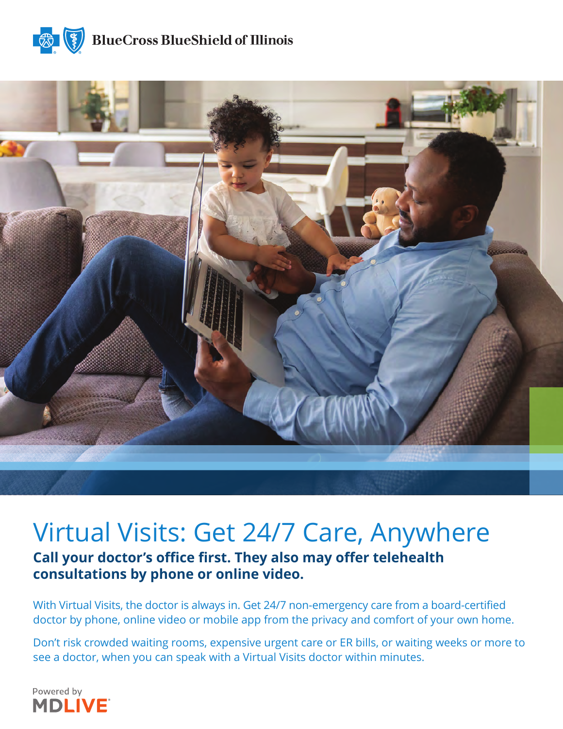BlueCross BlueShield of Illinois

# Virtual Visits: Get 24/7 Care, Anywhere

**Call your doctor's office first. They also may offer telehealth consultations by phone or online video.**

With Virtual Visits, the doctor is always in. Get 24/7 non-emergency care from a board-certified doctor by phone, online video or mobile app from the privacy and comfort of your own home.

Don't risk crowded waiting rooms, expensive urgent care or ER bills, or waiting weeks or more to see a doctor, when you can speak with a Virtual Visits doctor within minutes.

Powered by
MDLIVE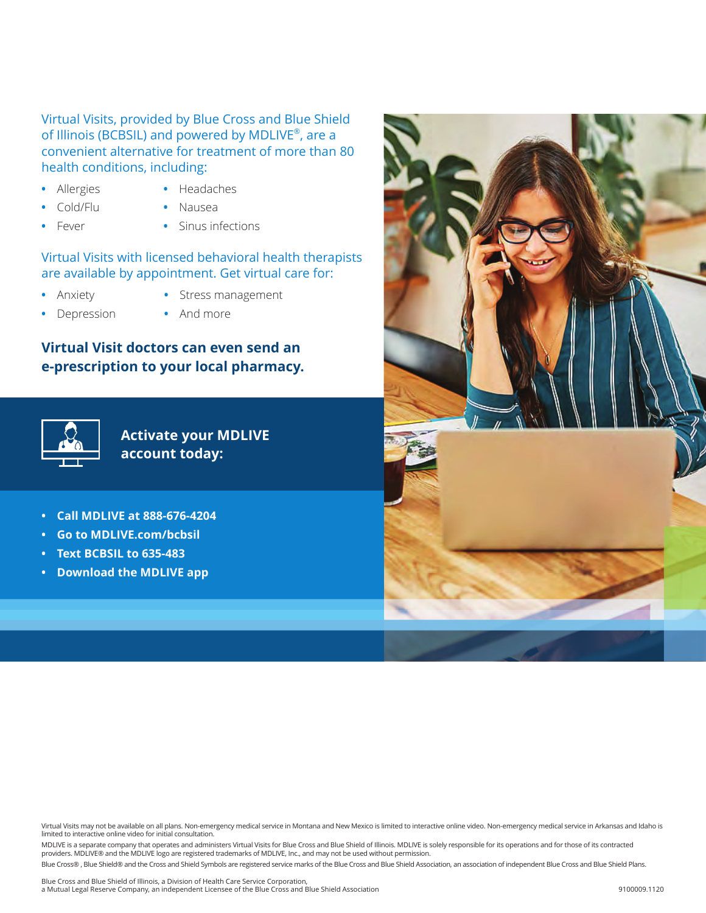Virtual Visits, provided by Blue Cross and Blue Shield of Illinois (BCBSIL) and powered by MDLIVE®, are a convenient alternative for treatment of more than 80 health conditions, including:

- Allergies
- Cold/Flu
- Fever
- Headaches
- Nausea
- Sinus infections

Virtual Visits with licensed behavioral health therapists are available by appointment. Get virtual care for:

- Anxiety
- Depression
- Stress management
- And more

**Virtual Visit doctors can even send an e-prescription to your local pharmacy.**

## Activate your MDLIVE account today:

- **Call MDLIVE at 888-676-4204**
- **Go to MDLIVE.com/bcbsil**
- **Text BCBSIL to 635-483**
- **Download the MDLIVE app**

Virtual Visits may not be available on all plans. Non-emergency medical service in Montana and New Mexico is limited to interactive online video. Non-emergency medical service in Arkansas and Idaho is limited to interactive online video for initial consultation.

MDLIVE is a separate company that operates and administers Virtual Visits for Blue Cross and Blue Shield of Illinois. MDLIVE is solely responsible for its operations and for those of its contracted providers. MDLIVE® and the MDLIVE logo are registered trademarks of MDLIVE, Inc., and may not be used without permission.

Blue Cross®, Blue Shield® and the Cross and Shield Symbols are registered service marks of the Blue Cross and Blue Shield Association, an association of independent Blue Cross and Blue Shield Plans.

Blue Cross and Blue Shield of Illinois, a Division of Health Care Service Corporation, a Mutual Legal Reserve Company, an independent Licensee of the Blue Cross and Blue Shield Association

9100009.1120